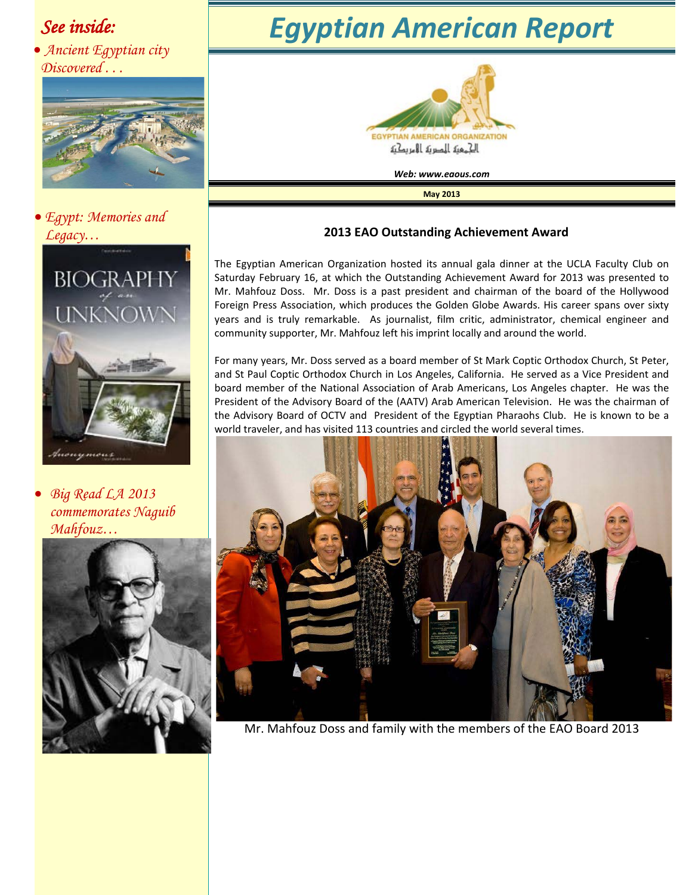# Egyptian American Report

EGYPTIAN AMERICAN ORGANIZATION

الجمعية المصرية الأمريكية

**Web: www.eaous.com**

**May 2013**

*See inside:*

- *Ancient Egyptian city Discovered . . .*
- *Egypt: Memories and Legacy…*
- *Big Read LA 2013 commemorates Naguib Mahfouz…*

## 2013 EAO Outstanding Achievement Award

The Egyptian American Organization hosted its annual gala dinner at the UCLA Faculty Club on Saturday February 16, at which the Outstanding Achievement Award for 2013 was presented to Mr. Mahfouz Doss. Mr. Doss is a past president and chairman of the board of the Hollywood Foreign Press Association, which produces the Golden Globe Awards. His career spans over sixty years and is truly remarkable. As journalist, film critic, administrator, chemical engineer and community supporter, Mr. Mahfouz left his imprint locally and around the world.

For many years, Mr. Doss served as a board member of St Mark Coptic Orthodox Church, St Peter, and St Paul Coptic Orthodox Church in Los Angeles, California. He served as a Vice President and board member of the National Association of Arab Americans, Los Angeles chapter. He was the President of the Advisory Board of the (AATV) Arab American Television. He was the chairman of the Advisory Board of OCTV and President of the Egyptian Pharaohs Club. He is known to be a world traveler, and has visited 113 countries and circled the world several times.

Mr. Mahfouz Doss and family with the members of the EAO Board 2013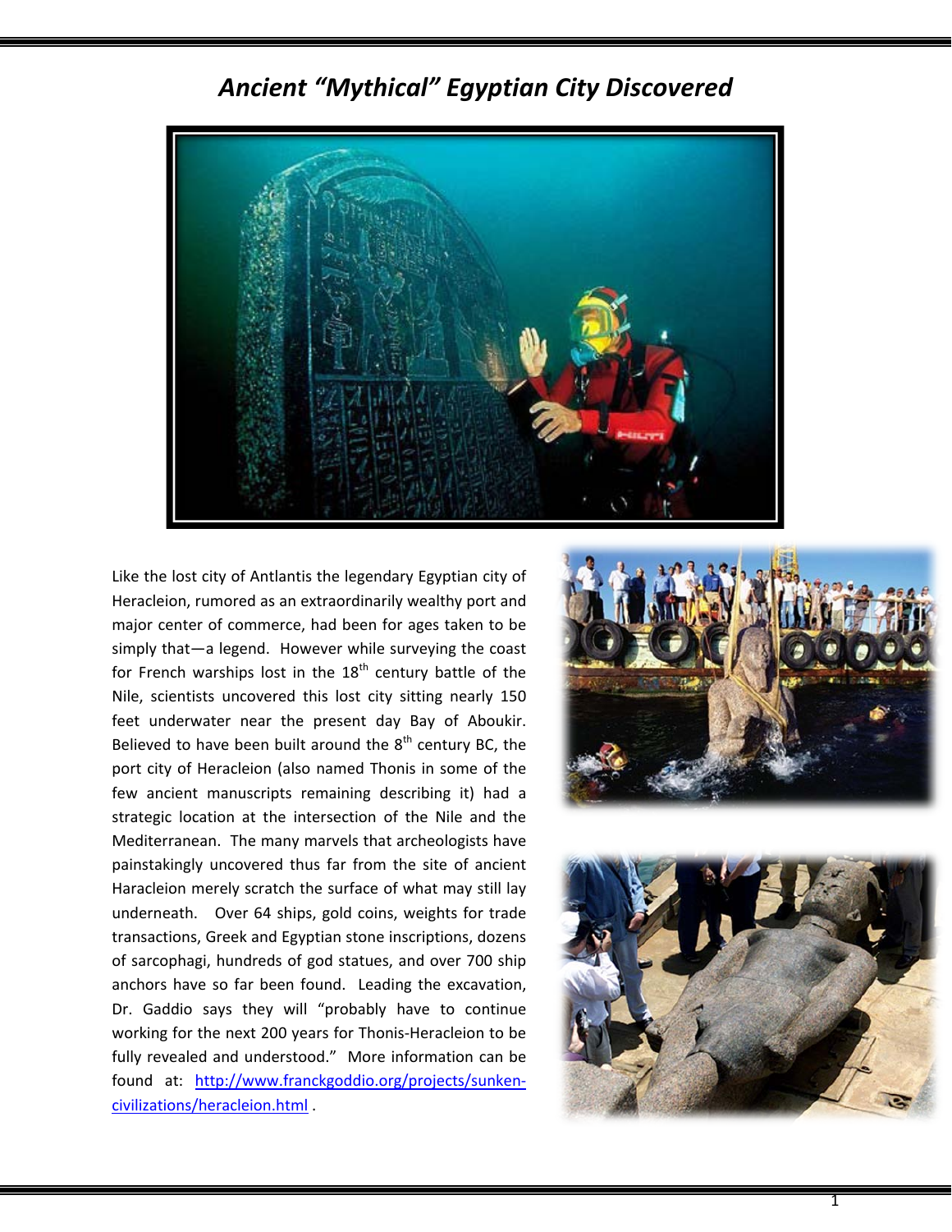# *Ancient "Mythical" Egyptian City Discovered*

Like the lost city of Antlantis the legendary Egyptian city of Heracleion, rumored as an extraordinarily wealthy port and major center of commerce, had been for ages taken to be simply that—a legend. However while surveying the coast for French warships lost in the 18th century battle of the Nile, scientists uncovered this lost city sitting nearly 150 feet underwater near the present day Bay of Aboukir. Believed to have been built around the 8th century BC, the port city of Heracleion (also named Thonis in some of the few ancient manuscripts remaining describing it) had a strategic location at the intersection of the Nile and the Mediterranean. The many marvels that archeologists have painstakingly uncovered thus far from the site of ancient Haracleion merely scratch the surface of what may still lay underneath. Over 64 ships, gold coins, weights for trade transactions, Greek and Egyptian stone inscriptions, dozens of sarcophagi, hundreds of god statues, and over 700 ship anchors have so far been found. Leading the excavation, Dr. Gaddio says they will "probably have to continue working for the next 200 years for Thonis-Heracleion to be fully revealed and understood." More information can be found at: [http://www.franckgoddio.org/projects/sunken-civilizations/heracleion.html](http://www.franckgoddio.org/projects/sunken-civilizations/heracleion.html) .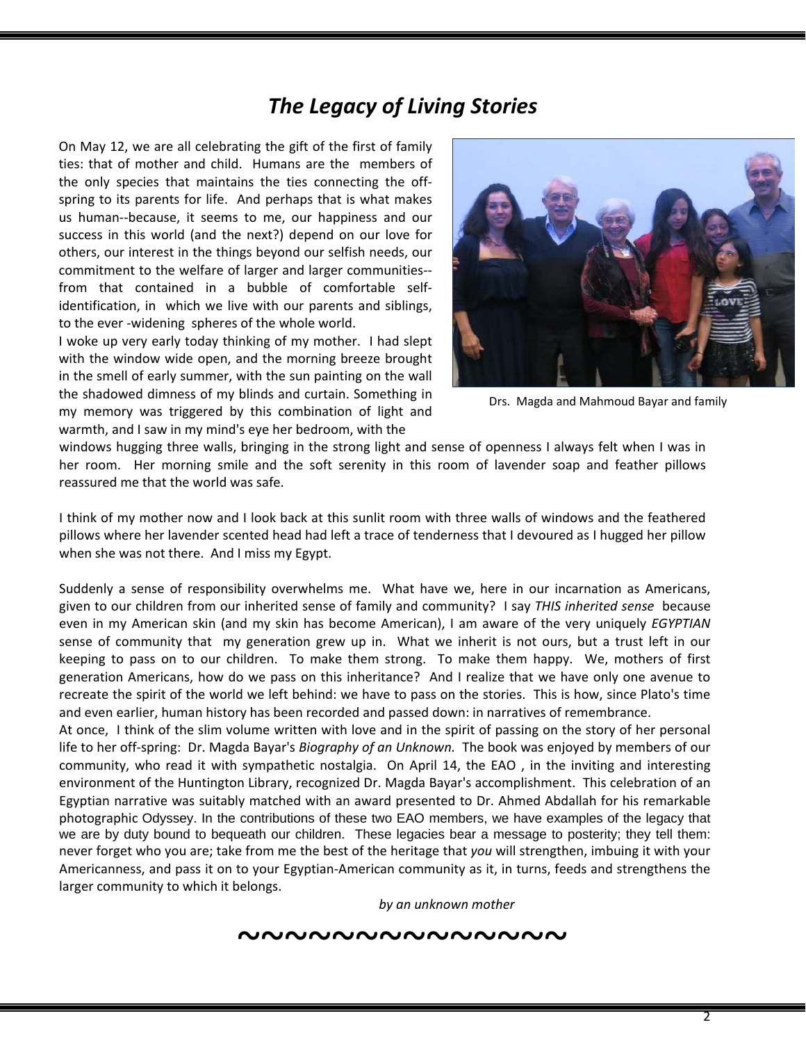## *The Legacy of Living Stories*

On May 12, we are all celebrating the gift of the first of family ties: that of mother and child. Humans are the members of the only species that maintains the ties connecting the off-spring to its parents for life. And perhaps that is what makes us human--because, it seems to me, our happiness and our success in this world (and the next?) depend on our love for others, our interest in the things beyond our selfish needs, our commitment to the welfare of larger and larger communities--from that contained in a bubble of comfortable self-identification, in which we live with our parents and siblings, to the ever -widening spheres of the whole world.

Drs. Magda and Mahmoud Bayar and family

I woke up very early today thinking of my mother. I had slept with the window wide open, and the morning breeze brought in the smell of early summer, with the sun painting on the wall the shadowed dimness of my blinds and curtain. Something in my memory was triggered by this combination of light and warmth, and I saw in my mind's eye her bedroom, with the windows hugging three walls, bringing in the strong light and sense of openness I always felt when I was in her room. Her morning smile and the soft serenity in this room of lavender soap and feather pillows reassured me that the world was safe.

I think of my mother now and I look back at this sunlit room with three walls of windows and the feathered pillows where her lavender scented head had left a trace of tenderness that I devoured as I hugged her pillow when she was not there. And I miss my Egypt.

Suddenly a sense of responsibility overwhelms me. What have we, here in our incarnation as Americans, given to our children from our inherited sense of family and community? I say *THIS inherited sense* because even in my American skin (and my skin has become American), I am aware of the very uniquely *EGYPTIAN* sense of community that my generation grew up in. What we inherit is not ours, but a trust left in our keeping to pass on to our children. To make them strong. To make them happy. We, mothers of first generation Americans, how do we pass on this inheritance? And I realize that we have only one avenue to recreate the spirit of the world we left behind: we have to pass on the stories. This is how, since Plato's time and even earlier, human history has been recorded and passed down: in narratives of remembrance.

At once, I think of the slim volume written with love and in the spirit of passing on the story of her personal life to her off-spring: Dr. Magda Bayar's *Biography of an Unknown.* The book was enjoyed by members of our community, who read it with sympathetic nostalgia. On April 14, the EAO , in the inviting and interesting environment of the Huntington Library, recognized Dr. Magda Bayar's accomplishment. This celebration of an Egyptian narrative was suitably matched with an award presented to Dr. Ahmed Abdallah for his remarkable photographic Odyssey. In the contributions of these two EAO members, we have examples of the legacy that we are by duty bound to bequeath our children. These legacies bear a message to posterity; they tell them: never forget who you are; take from me the best of the heritage that *you* will strengthen, imbuing it with your Americanness, and pass it on to your Egyptian-American community as it, in turns, feeds and strengthens the larger community to which it belongs.

*by an unknown mother*

~~~~~~~~~~~~~~~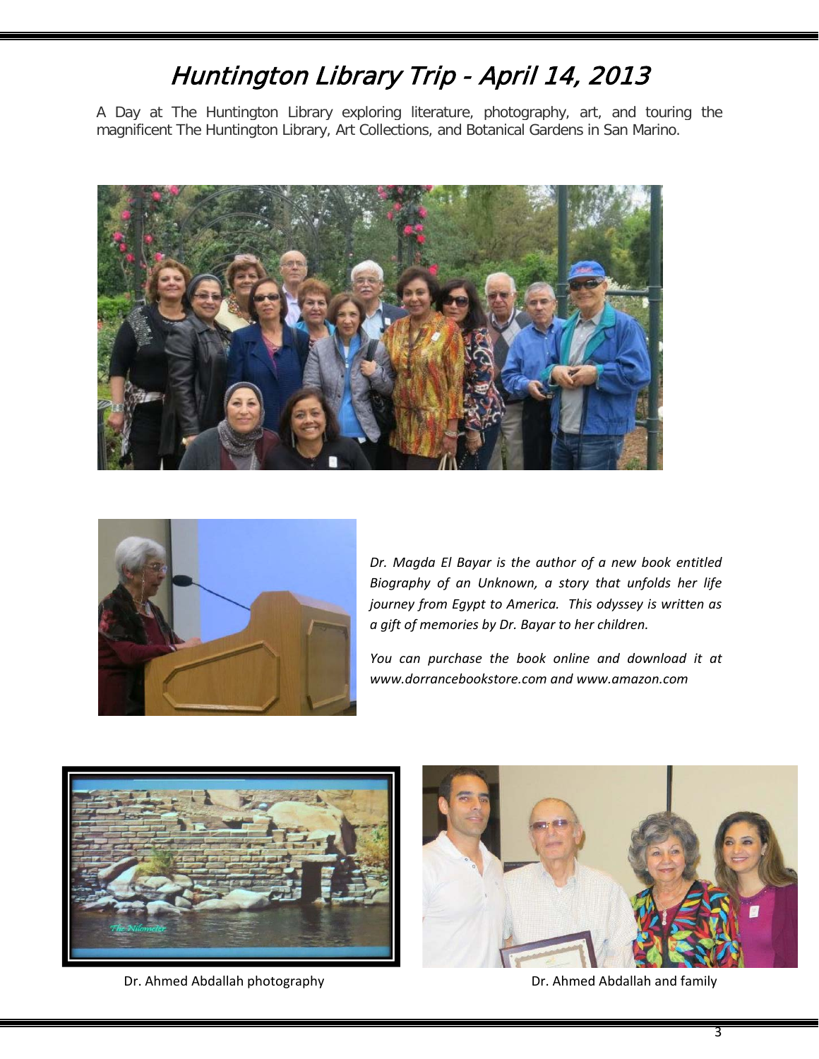# *Huntington Library Trip - April 14, 2013*

A Day at The Huntington Library exploring literature, photography, art, and touring the magnificent The Huntington Library, Art Collections, and Botanical Gardens in San Marino.

*Dr. Magda El Bayar is the author of a new book entitled Biography of an Unknown, a story that unfolds her life journey from Egypt to America. This odyssey is written as a gift of memories by Dr. Bayar to her children.*

*You can purchase the book online and download it at www.dorrancebookstore.com and www.amazon.com*

Dr. Ahmed Abdallah photography

Dr. Ahmed Abdallah and family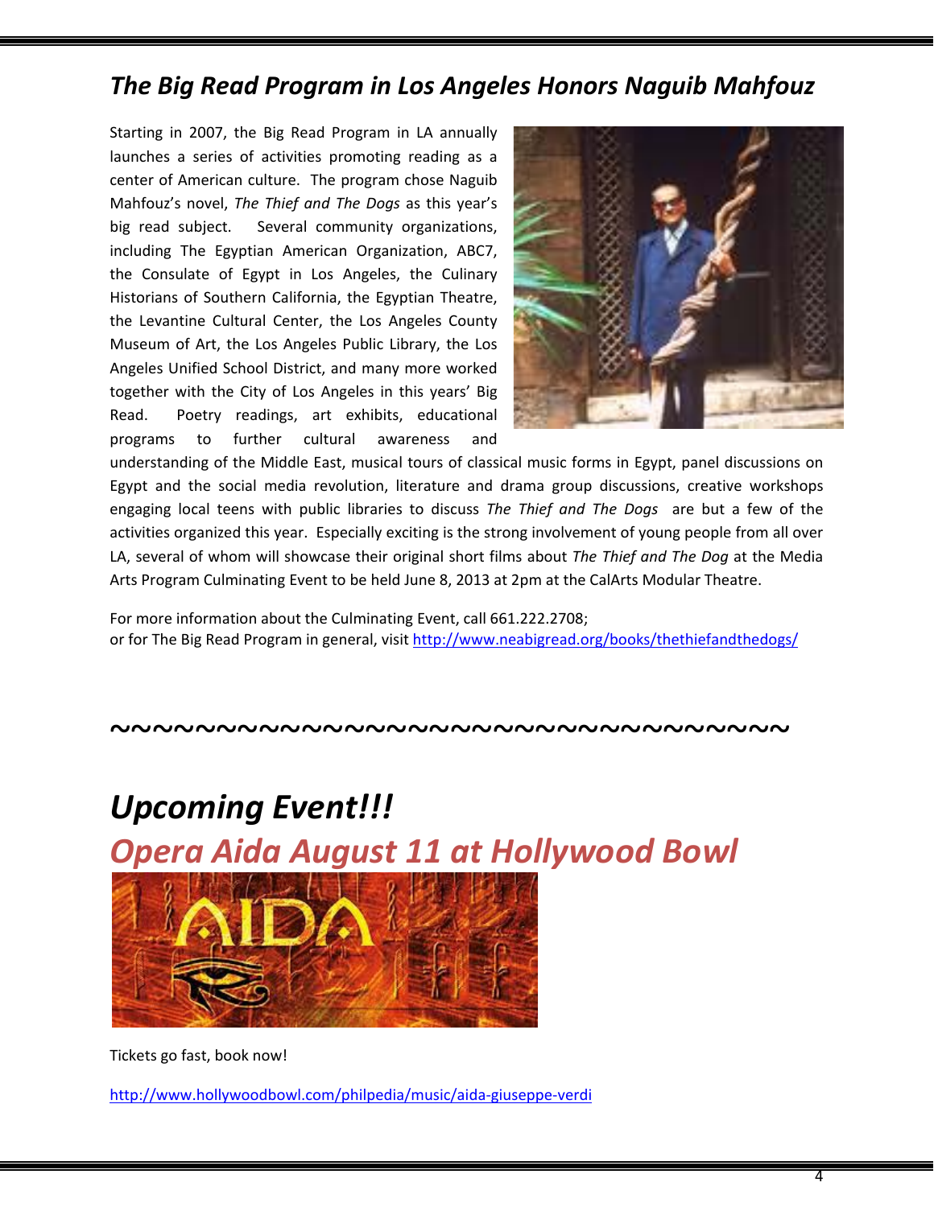## *The Big Read Program in Los Angeles Honors Naguib Mahfouz*

Starting in 2007, the Big Read Program in LA annually launches a series of activities promoting reading as a center of American culture. The program chose Naguib Mahfouz's novel, *The Thief and The Dogs* as this year's big read subject. Several community organizations, including The Egyptian American Organization, ABC7, the Consulate of Egypt in Los Angeles, the Culinary Historians of Southern California, the Egyptian Theatre, the Levantine Cultural Center, the Los Angeles County Museum of Art, the Los Angeles Public Library, the Los Angeles Unified School District, and many more worked together with the City of Los Angeles in this years' Big Read. Poetry readings, art exhibits, educational programs to further cultural awareness and understanding of the Middle East, musical tours of classical music forms in Egypt, panel discussions on Egypt and the social media revolution, literature and drama group discussions, creative workshops engaging local teens with public libraries to discuss *The Thief and The Dogs* are but a few of the activities organized this year. Especially exciting is the strong involvement of young people from all over LA, several of whom will showcase their original short films about *The Thief and The Dog* at the Media Arts Program Culminating Event to be held June 8, 2013 at 2pm at the CalArts Modular Theatre.

For more information about the Culminating Event, call 661.222.2708;
or for The Big Read Program in general, visit http://www.neabigread.org/books/thethiefandthedogs/

~~~~~~~~~~~~~~~~~~~~~~~~~~~~~~~~~~

# *Upcoming Event!!!*

# *Opera Aida August 11 at Hollywood Bowl*

Tickets go fast, book now!

http://www.hollywoodbowl.com/philpedia/music/aida-giuseppe-verdi